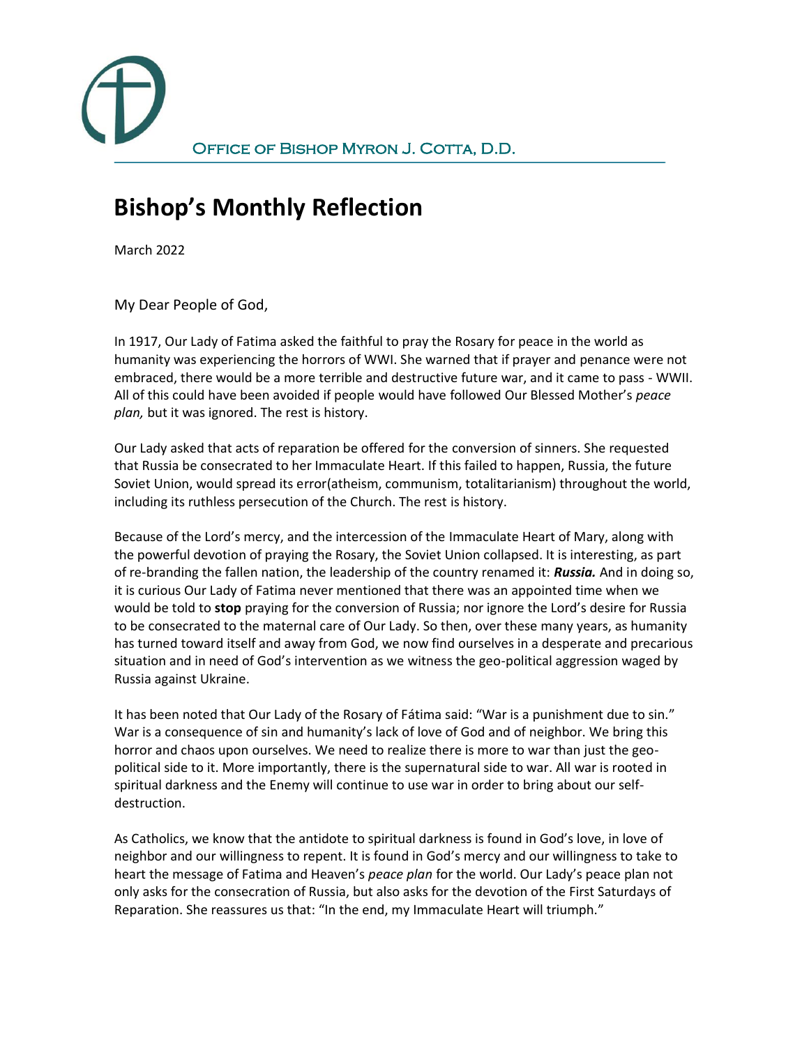Office of Bishop Myron J. Cotta, D.D.

# Bishop's Monthly Reflection

March 2022

My Dear People of God,

In 1917, Our Lady of Fatima asked the faithful to pray the Rosary for peace in the world as humanity was experiencing the horrors of WWI. She warned that if prayer and penance were not embraced, there would be a more terrible and destructive future war, and it came to pass - WWII. All of this could have been avoided if people would have followed Our Blessed Mother's *peace plan,* but it was ignored. The rest is history.

Our Lady asked that acts of reparation be offered for the conversion of sinners. She requested that Russia be consecrated to her Immaculate Heart. If this failed to happen, Russia, the future Soviet Union, would spread its error(atheism, communism, totalitarianism) throughout the world, including its ruthless persecution of the Church. The rest is history.

Because of the Lord's mercy, and the intercession of the Immaculate Heart of Mary, along with the powerful devotion of praying the Rosary, the Soviet Union collapsed. It is interesting, as part of re-branding the fallen nation, the leadership of the country renamed it: ***Russia.*** And in doing so, it is curious Our Lady of Fatima never mentioned that there was an appointed time when we would be told to **stop** praying for the conversion of Russia; nor ignore the Lord's desire for Russia to be consecrated to the maternal care of Our Lady. So then, over these many years, as humanity has turned toward itself and away from God, we now find ourselves in a desperate and precarious situation and in need of God's intervention as we witness the geo-political aggression waged by Russia against Ukraine.

It has been noted that Our Lady of the Rosary of Fátima said: "War is a punishment due to sin." War is a consequence of sin and humanity's lack of love of God and of neighbor. We bring this horror and chaos upon ourselves. We need to realize there is more to war than just the geo-political side to it. More importantly, there is the supernatural side to war. All war is rooted in spiritual darkness and the Enemy will continue to use war in order to bring about our self-destruction.

As Catholics, we know that the antidote to spiritual darkness is found in God's love, in love of neighbor and our willingness to repent. It is found in God's mercy and our willingness to take to heart the message of Fatima and Heaven's *peace plan* for the world. Our Lady's peace plan not only asks for the consecration of Russia, but also asks for the devotion of the First Saturdays of Reparation. She reassures us that: "In the end, my Immaculate Heart will triumph."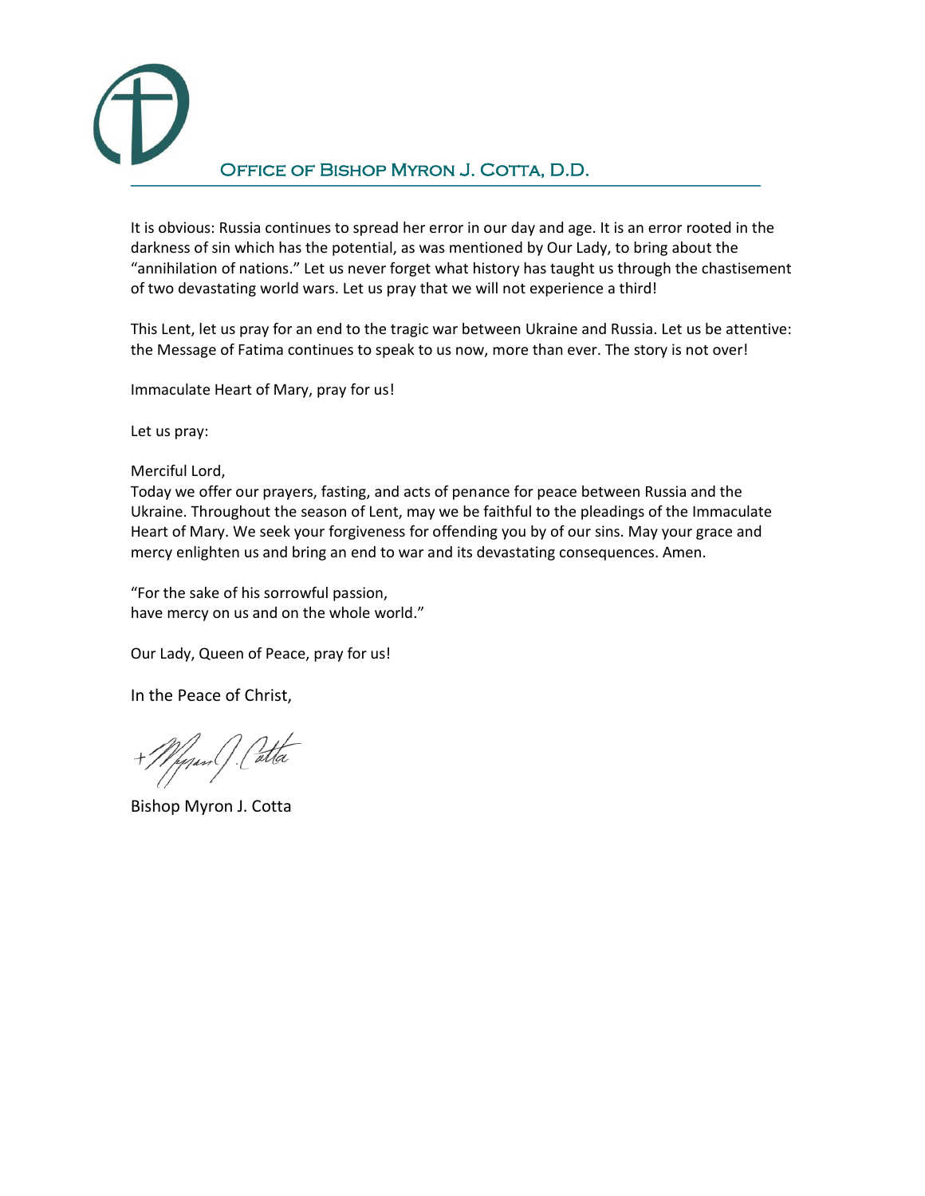OFFICE OF BISHOP MYRON J. COTTA, D.D.

It is obvious: Russia continues to spread her error in our day and age. It is an error rooted in the darkness of sin which has the potential, as was mentioned by Our Lady, to bring about the "annihilation of nations." Let us never forget what history has taught us through the chastisement of two devastating world wars. Let us pray that we will not experience a third!

This Lent, let us pray for an end to the tragic war between Ukraine and Russia. Let us be attentive: the Message of Fatima continues to speak to us now, more than ever. The story is not over!

Immaculate Heart of Mary, pray for us!

Let us pray:

Merciful Lord,
Today we offer our prayers, fasting, and acts of penance for peace between Russia and the Ukraine. Throughout the season of Lent, may we be faithful to the pleadings of the Immaculate Heart of Mary. We seek your forgiveness for offending you by of our sins. May your grace and mercy enlighten us and bring an end to war and its devastating consequences. Amen.

"For the sake of his sorrowful passion,
have mercy on us and on the whole world."

Our Lady, Queen of Peace, pray for us!

In the Peace of Christ,

+Myron J. Cotta

Bishop Myron J. Cotta